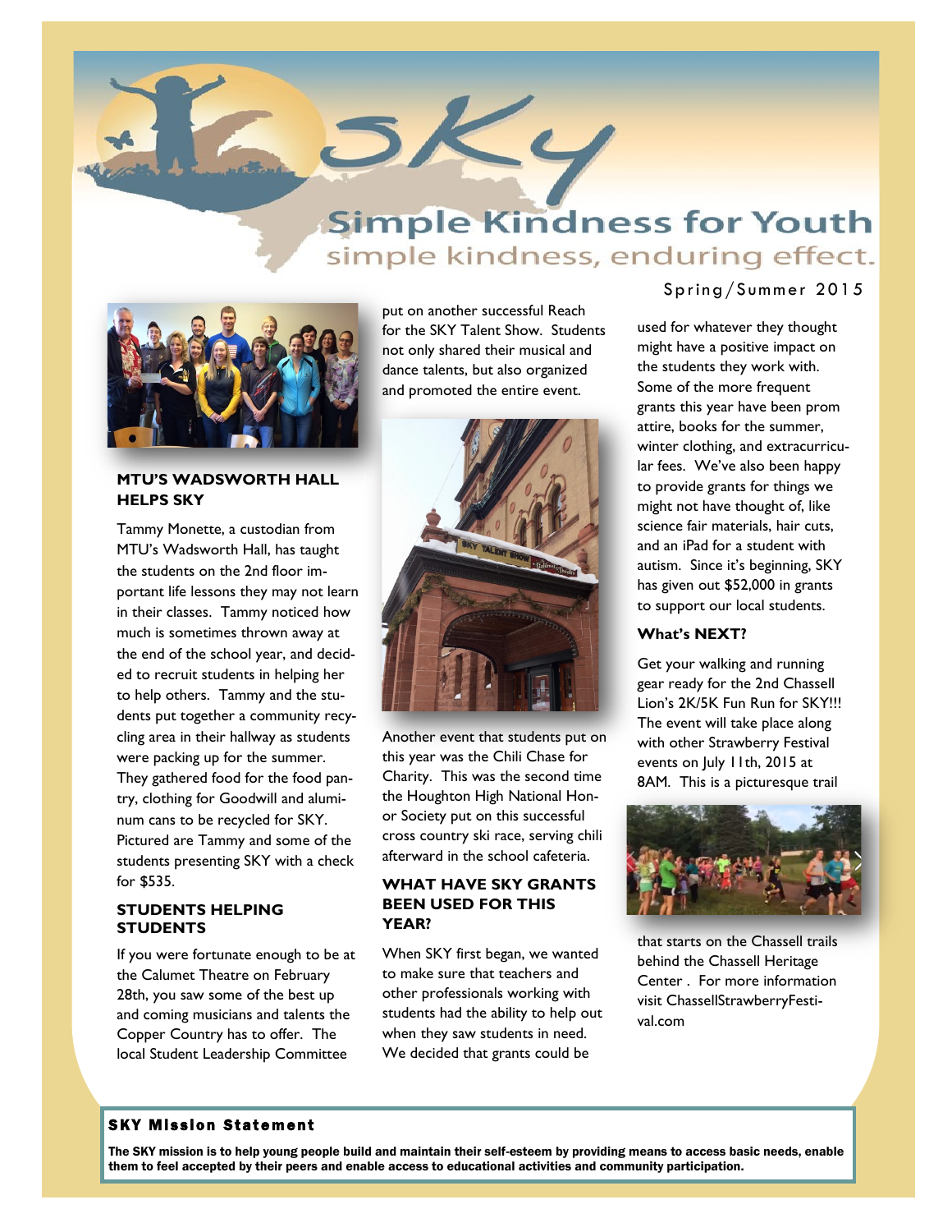# SKY

## Simple Kindness for Youth

simple kindness, enduring effect.

Spring/Summer 2015

### MTU'S WADSWORTH HALL HELPS SKY

Tammy Monette, a custodian from MTU's Wadsworth Hall, has taught the students on the 2nd floor important life lessons they may not learn in their classes. Tammy noticed how much is sometimes thrown away at the end of the school year, and decided to recruit students in helping her to help others. Tammy and the students put together a community recycling area in their hallway as students were packing up for the summer. They gathered food for the food pantry, clothing for Goodwill and aluminum cans to be recycled for SKY. Pictured are Tammy and some of the students presenting SKY with a check for $535.

### STUDENTS HELPING STUDENTS

If you were fortunate enough to be at the Calumet Theatre on February 28th, you saw some of the best up and coming musicians and talents the Copper Country has to offer. The local Student Leadership Committee put on another successful Reach for the SKY Talent Show. Students not only shared their musical and dance talents, but also organized and promoted the entire event.

Another event that students put on this year was the Chili Chase for Charity. This was the second time the Houghton High National Honor Society put on this successful cross country ski race, serving chili afterward in the school cafeteria.

### WHAT HAVE SKY GRANTS BEEN USED FOR THIS YEAR?

When SKY first began, we wanted to make sure that teachers and other professionals working with students had the ability to help out when they saw students in need. We decided that grants could be used for whatever they thought might have a positive impact on the students they work with. Some of the more frequent grants this year have been prom attire, books for the summer, winter clothing, and extracurricular fees. We've also been happy to provide grants for things we might not have thought of, like science fair materials, hair cuts, and an iPad for a student with autism. Since it's beginning, SKY has given out $52,000 in grants to support our local students.

### What's NEXT?

Get your walking and running gear ready for the 2nd Chassell Lion's 2K/5K Fun Run for SKY!!! The event will take place along with other Strawberry Festival events on July 11th, 2015 at 8AM. This is a picturesque trail that starts on the Chassell trails behind the Chassell Heritage Center . For more information visit ChassellStrawberryFestival.com

### SKY Mission Statement

**The SKY mission is to help young people build and maintain their self-esteem by providing means to access basic needs, enable them to feel accepted by their peers and enable access to educational activities and community participation.**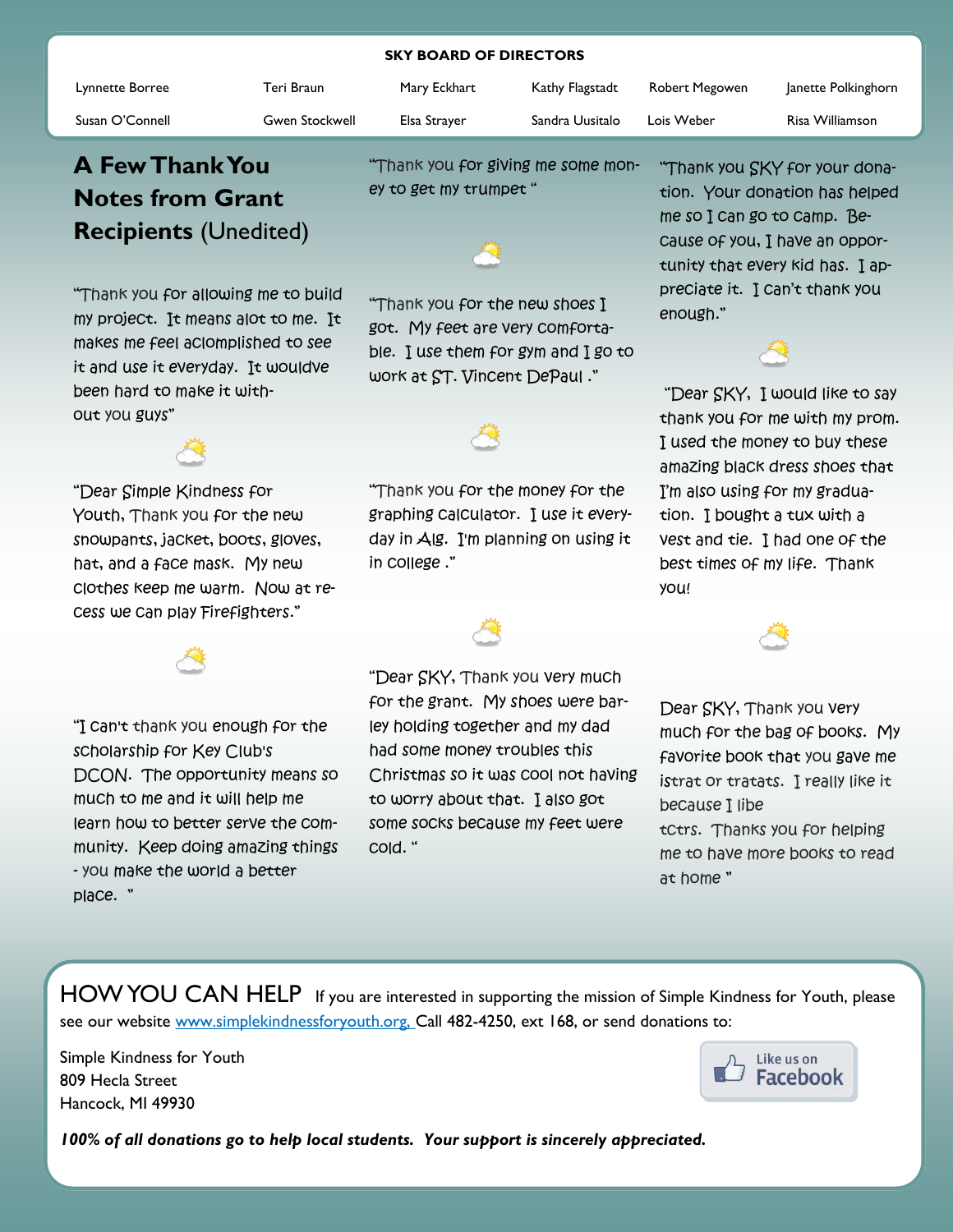**SKY BOARD OF DIRECTORS**

| | | | | | |
|---|---|---|---|---|---|
| Lynnette Borree | Teri Braun | Mary Eckhart | Kathy Flagstadt | Robert Megowen | Janette Polkinghorn |
| Susan O'Connell | Gwen Stockwell | Elsa Strayer | Sandra Uusitalo | Lois Weber | Risa Williamson |

## A Few Thank You Notes from Grant Recipients (Unedited)

"Thank you for allowing me to build my project. It means alot to me. It makes me feel aclomplished to see it and use it everyday. It wouldve been hard to make it without you guys"

"Dear Simple Kindness for Youth, Thank you for the new snowpants, jacket, boots, gloves, hat, and a face mask. My new clothes keep me warm. Now at recess we can play Firefighters."

"I can't thank you enough for the scholarship for Key Club's DCON. The opportunity means so much to me and it will help me learn how to better serve the community. Keep doing amazing things - you make the world a better place. "

"Thank you for giving me some money to get my trumpet "

"Thank you for the new shoes I got. My feet are very comfortable. I use them for gym and I go to work at ST. Vincent DePaul ."

"Thank you for the money for the graphing calculator. I use it everyday in Alg. I'm planning on using it in college ."

"Dear SKY, Thank you very much for the grant. My shoes were barley holding together and my dad had some money troubles this Christmas so it was cool not having to worry about that. I also got some socks because my feet were cold. "

"Thank you SKY for your donation. Your donation has helped me so I can go to camp. Because of you, I have an opportunity that every kid has. I appreciate it. I can't thank you enough."

"Dear SKY, I would like to say thank you for me with my prom. I used the money to buy these amazing black dress shoes that I'm also using for my graduation. I bought a tux with a vest and tie. I had one of the best times of my life. Thank you!

Dear SKY, Thank you very much for the bag of books. My favorite book that you gave me istrat or tratats. I really like it because I libe tctrs. Thanks you for helping me to have more books to read at home "

## HOW YOU CAN HELP

If you are interested in supporting the mission of Simple Kindness for Youth, please see our website www.simplekindnessforyouth.org, Call 482-4250, ext 168, or send donations to:

Simple Kindness for Youth
809 Hecla Street
Hancock, MI 49930

Like us on Facebook

***100% of all donations go to help local students. Your support is sincerely appreciated.***